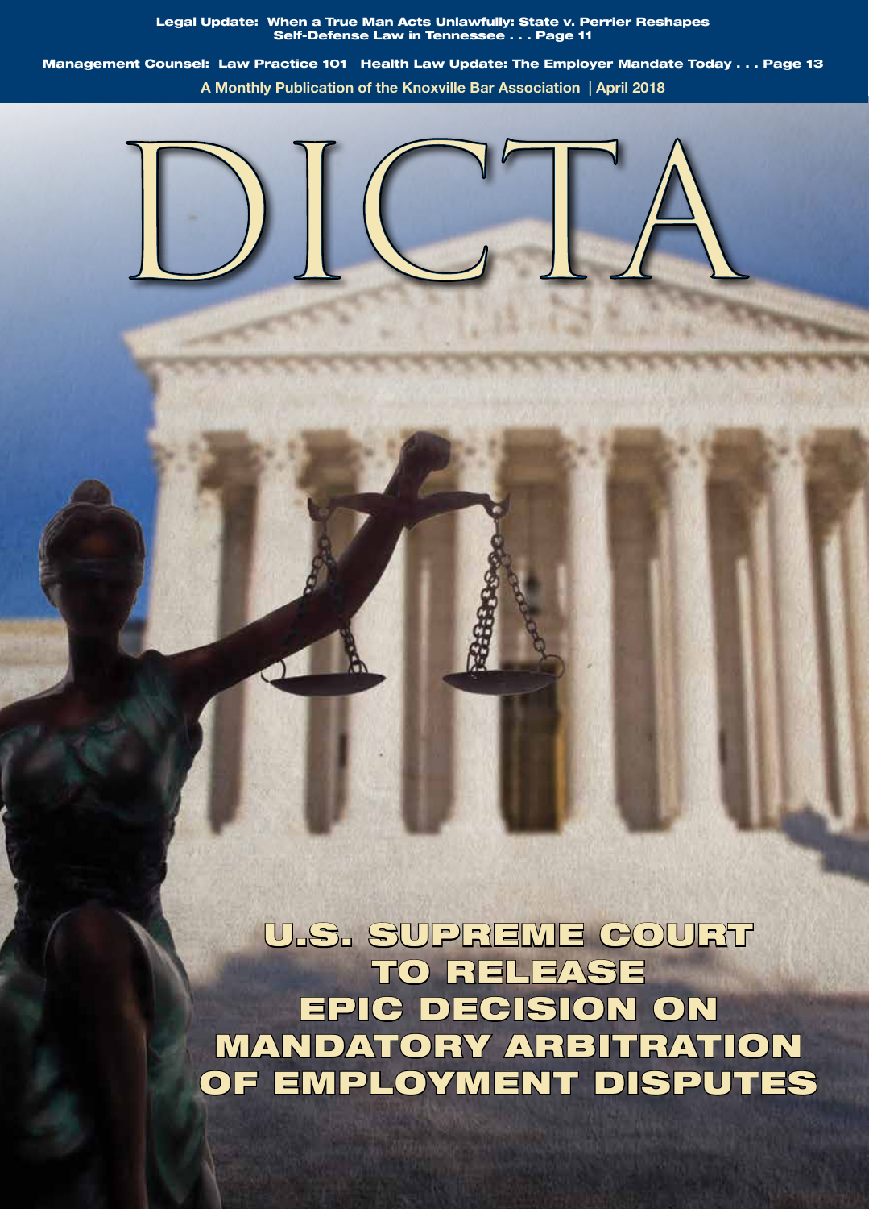**Legal Update: When a True Man Acts Unlawfully: State v. Perrier Reshapes Self-Defense Law in Tennessee . . . Page 11**

**Management Counsel: Law Practice 101 Health Law Update: The Employer Mandate Today . . . Page 13**

**A Monthly Publication of the Knoxville Bar Association | April 2018**

# DICTA

## U.S. SUPREME COURT TO RELEASE EPIC DECISION ON MANDATORY ARBITRATION OF EMPLOYMENT DISPUTES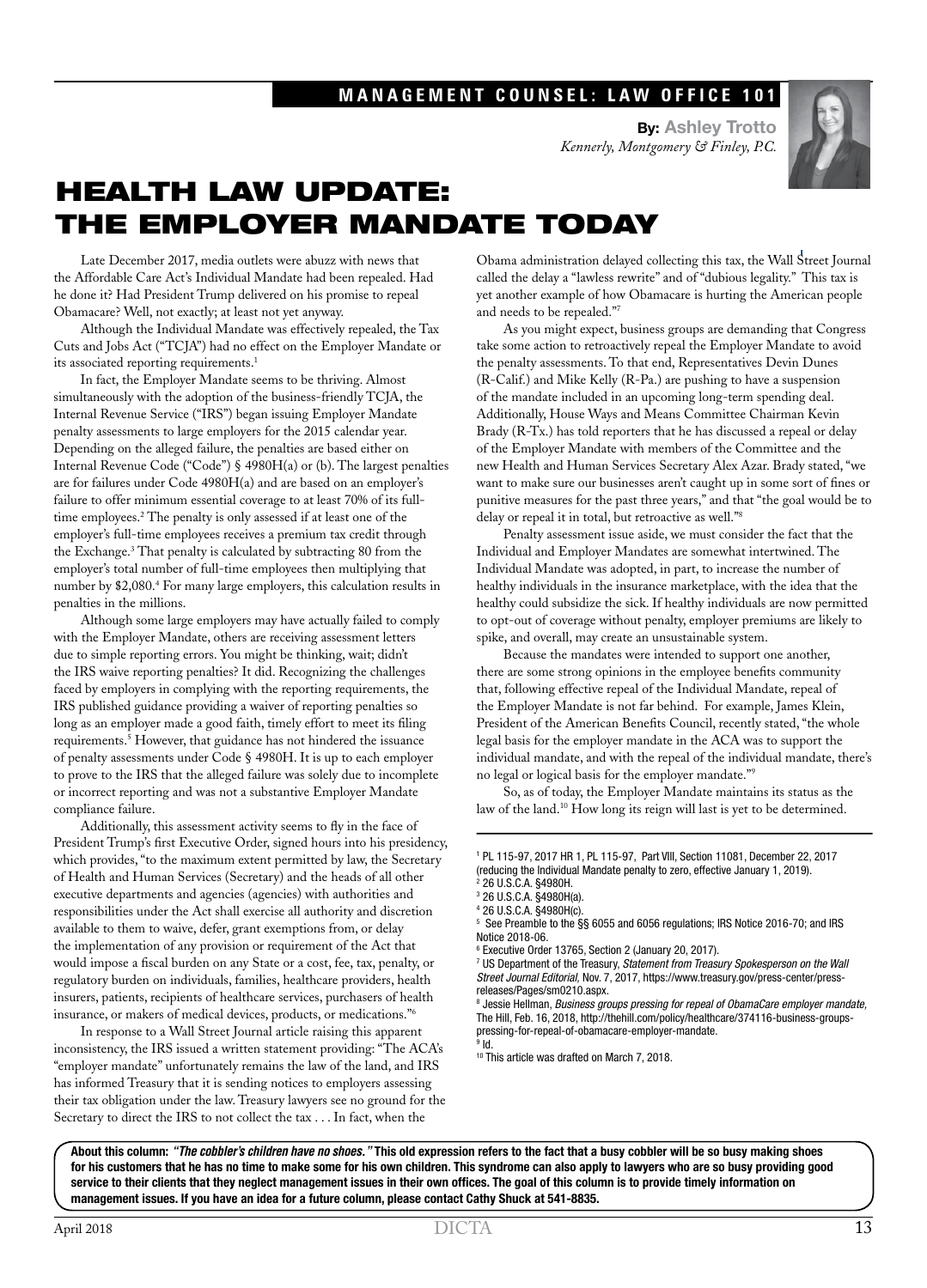MANAGEMENT COUNSEL: LAW OFFICE 101

**By: Ashley Trotto**
*Kennerly, Montgomery & Finley, P.C.*

# HEALTH LAW UPDATE: THE EMPLOYER MANDATE TODAY

Late December 2017, media outlets were abuzz with news that the Affordable Care Act's Individual Mandate had been repealed. Had he done it? Had President Trump delivered on his promise to repeal Obamacare? Well, not exactly; at least not yet anyway.

Although the Individual Mandate was effectively repealed, the Tax Cuts and Jobs Act ("TCJA") had no effect on the Employer Mandate or its associated reporting requirements.[1]

In fact, the Employer Mandate seems to be thriving. Almost simultaneously with the adoption of the business-friendly TCJA, the Internal Revenue Service ("IRS") began issuing Employer Mandate penalty assessments to large employers for the 2015 calendar year. Depending on the alleged failure, the penalties are based either on Internal Revenue Code ("Code") § 4980H(a) or (b). The largest penalties are for failures under Code 4980H(a) and are based on an employer's failure to offer minimum essential coverage to at least 70% of its full-time employees.[2] The penalty is only assessed if at least one of the employer's full-time employees receives a premium tax credit through the Exchange.[3] That penalty is calculated by subtracting 80 from the employer's total number of full-time employees then multiplying that number by $2,080.[4] For many large employers, this calculation results in penalties in the millions.

Although some large employers may have actually failed to comply with the Employer Mandate, others are receiving assessment letters due to simple reporting errors. You might be thinking, wait; didn't the IRS waive reporting penalties? It did. Recognizing the challenges faced by employers in complying with the reporting requirements, the IRS published guidance providing a waiver of reporting penalties so long as an employer made a good faith, timely effort to meet its filing requirements.[5] However, that guidance has not hindered the issuance of penalty assessments under Code § 4980H. It is up to each employer to prove to the IRS that the alleged failure was solely due to incomplete or incorrect reporting and was not a substantive Employer Mandate compliance failure.

Additionally, this assessment activity seems to fly in the face of President Trump's first Executive Order, signed hours into his presidency, which provides, "to the maximum extent permitted by law, the Secretary of Health and Human Services (Secretary) and the heads of all other executive departments and agencies (agencies) with authorities and responsibilities under the Act shall exercise all authority and discretion available to them to waive, defer, grant exemptions from, or delay the implementation of any provision or requirement of the Act that would impose a fiscal burden on any State or a cost, fee, tax, penalty, or regulatory burden on individuals, families, healthcare providers, health insurers, patients, recipients of healthcare services, purchasers of health insurance, or makers of medical devices, products, or medications."[6]

In response to a Wall Street Journal article raising this apparent inconsistency, the IRS issued a written statement providing: "The ACA's "employer mandate" unfortunately remains the law of the land, and IRS has informed Treasury that it is sending notices to employers assessing their tax obligation under the law. Treasury lawyers see no ground for the Secretary to direct the IRS to not collect the tax . . . In fact, when the Obama administration delayed collecting this tax, the Wall Street Journal called the delay a "lawless rewrite" and of "dubious legality." This tax is yet another example of how Obamacare is hurting the American people and needs to be repealed."[7]

As you might expect, business groups are demanding that Congress take some action to retroactively repeal the Employer Mandate to avoid the penalty assessments. To that end, Representatives Devin Dunes (R-Calif.) and Mike Kelly (R-Pa.) are pushing to have a suspension of the mandate included in an upcoming long-term spending deal. Additionally, House Ways and Means Committee Chairman Kevin Brady (R-Tx.) has told reporters that he has discussed a repeal or delay of the Employer Mandate with members of the Committee and the new Health and Human Services Secretary Alex Azar. Brady stated, "we want to make sure our businesses aren't caught up in some sort of fines or punitive measures for the past three years," and that "the goal would be to delay or repeal it in total, but retroactive as well."[8]

Penalty assessment issue aside, we must consider the fact that the Individual and Employer Mandates are somewhat intertwined. The Individual Mandate was adopted, in part, to increase the number of healthy individuals in the insurance marketplace, with the idea that the healthy could subsidize the sick. If healthy individuals are now permitted to opt-out of coverage without penalty, employer premiums are likely to spike, and overall, may create an unsustainable system.

Because the mandates were intended to support one another, there are some strong opinions in the employee benefits community that, following effective repeal of the Individual Mandate, repeal of the Employer Mandate is not far behind. For example, James Klein, President of the American Benefits Council, recently stated, "the whole legal basis for the employer mandate in the ACA was to support the individual mandate, and with the repeal of the individual mandate, there's no legal or logical basis for the employer mandate."[9]

So, as of today, the Employer Mandate maintains its status as the law of the land.[10] How long its reign will last is yet to be determined.

---

[1] PL 115-97, 2017 HR 1, PL 115-97, Part VIII, Section 11081, December 22, 2017 (reducing the Individual Mandate penalty to zero, effective January 1, 2019).

[2] 26 U.S.C.A. §4980H.

[3] 26 U.S.C.A. §4980H(a).

[4] 26 U.S.C.A. §4980H(c).

[5] See Preamble to the §§ 6055 and 6056 regulations; IRS Notice 2016-70; and IRS Notice 2018-06.

[6] Executive Order 13765, Section 2 (January 20, 2017).

[7] US Department of the Treasury, *Statement from Treasury Spokesperson on the Wall Street Journal Editorial,* Nov. 7, 2017, https://www.treasury.gov/press-center/press-releases/Pages/sm0210.aspx.

[8] Jessie Hellman, *Business groups pressing for repeal of ObamaCare employer mandate,* The Hill, Feb. 16, 2018, http://thehill.com/policy/healthcare/374116-business-groups-pressing-for-repeal-of-obamacare-employer-mandate.

[9] Id.

[10] This article was drafted on March 7, 2018.

**About this column: *"The cobbler's children have no shoes."* This old expression refers to the fact that a busy cobbler will be so busy making shoes for his customers that he has no time to make some for his own children. This syndrome can also apply to lawyers who are so busy providing good service to their clients that they neglect management issues in their own offices. The goal of this column is to provide timely information on management issues. If you have an idea for a future column, please contact Cathy Shuck at 541-8835.**